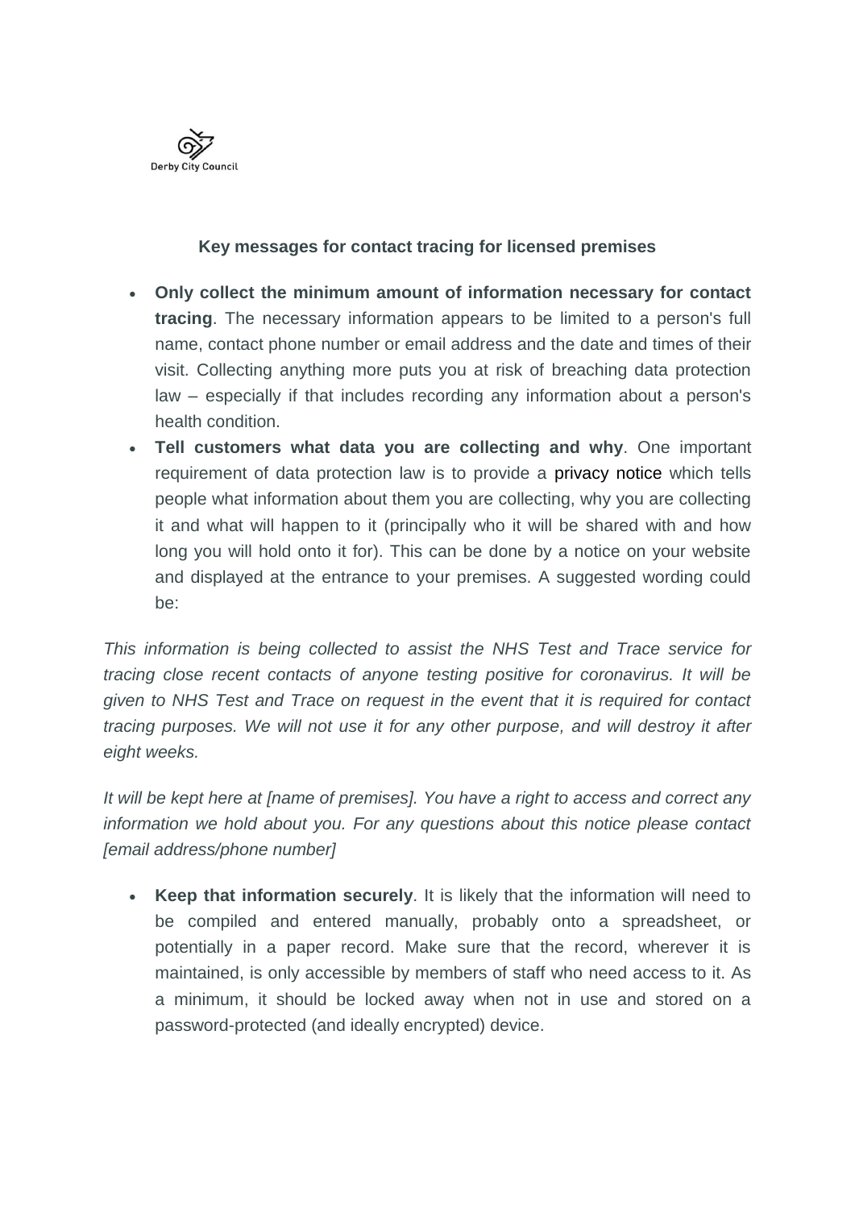Derby City Council

## Key messages for contact tracing for licensed premises

- **Only collect the minimum amount of information necessary for contact tracing**. The necessary information appears to be limited to a person's full name, contact phone number or email address and the date and times of their visit. Collecting anything more puts you at risk of breaching data protection law – especially if that includes recording any information about a person's health condition.
- **Tell customers what data you are collecting and why**. One important requirement of data protection law is to provide a privacy notice which tells people what information about them you are collecting, why you are collecting it and what will happen to it (principally who it will be shared with and how long you will hold onto it for). This can be done by a notice on your website and displayed at the entrance to your premises. A suggested wording could be:

*This information is being collected to assist the NHS Test and Trace service for tracing close recent contacts of anyone testing positive for coronavirus. It will be given to NHS Test and Trace on request in the event that it is required for contact tracing purposes. We will not use it for any other purpose, and will destroy it after eight weeks.*

*It will be kept here at [name of premises]. You have a right to access and correct any information we hold about you. For any questions about this notice please contact [email address/phone number]*

- **Keep that information securely**. It is likely that the information will need to be compiled and entered manually, probably onto a spreadsheet, or potentially in a paper record. Make sure that the record, wherever it is maintained, is only accessible by members of staff who need access to it. As a minimum, it should be locked away when not in use and stored on a password-protected (and ideally encrypted) device.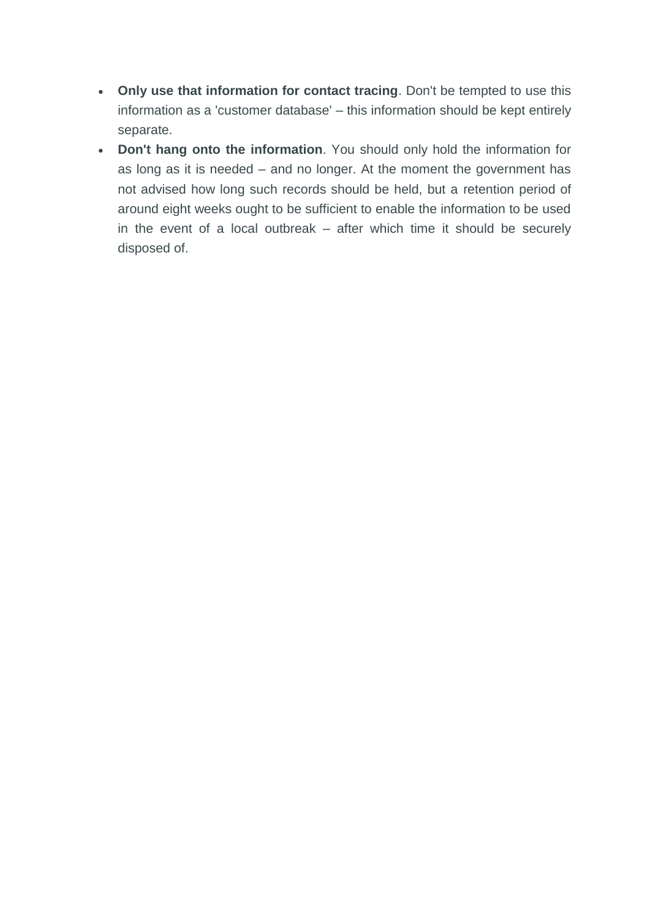- **Only use that information for contact tracing**. Don't be tempted to use this information as a 'customer database' – this information should be kept entirely separate.
- **Don't hang onto the information**. You should only hold the information for as long as it is needed – and no longer. At the moment the government has not advised how long such records should be held, but a retention period of around eight weeks ought to be sufficient to enable the information to be used in the event of a local outbreak – after which time it should be securely disposed of.